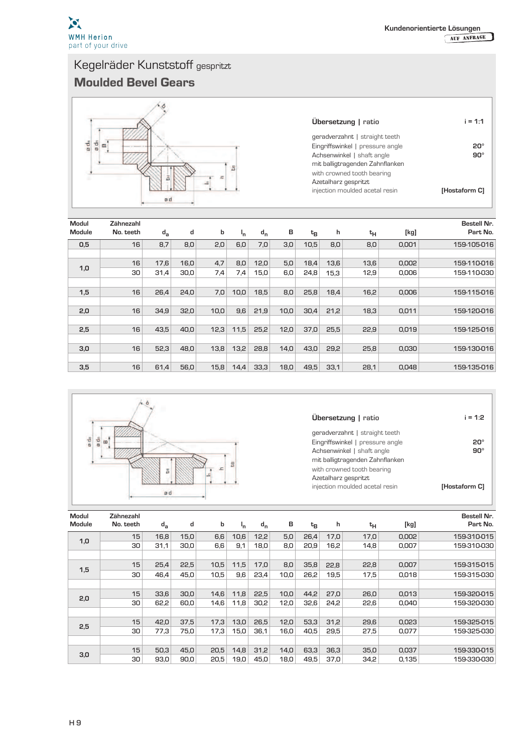Kundenorientierte Lösungen AUF ANFRAGE

# Kegelräder Kunststoff gespritzt

## Moulded Bevel Gears

**Übersetzung | ratio** i = 1:1

geradverzahnt | straight teeth
Eingriffswinkel | pressure angle **20°**
Achsenwinkel | shaft angle **90°**
mit balligtragenden Zahnflanken
with crowned tooth bearing
Azetalharz gespritzt
injection moulded acetal resin **[Hostaform C]**

| Modul Module | Zähnezahl No. teeth | $d_a$ | d | b | $l_n$ | $d_n$ | B | $t_B$ | h | $t_H$ | [kg] | Bestell Nr. Part No. |
|---|---|---|---|---|---|---|---|---|---|---|---|---|
| 0,5 | 16 | 8,7 | 8,0 | 2,0 | 6,0 | 7,0 | 3,0 | 10,5 | 8,0 | 8,0 | 0,001 | 159-105-016 |
| 1,0 | 16 | 17,6 | 16,0 | 4,7 | 8,0 | 12,0 | 5,0 | 18,4 | 13,6 | 13,6 | 0,002 | 159-110-016 |
| | 30 | 31,4 | 30,0 | 7,4 | 7,4 | 15,0 | 6,0 | 24,8 | 15,3 | 12,9 | 0,006 | 159-110-030 |
| 1,5 | 16 | 26,4 | 24,0 | 7,0 | 10,0 | 18,5 | 8,0 | 25,8 | 18,4 | 16,2 | 0,006 | 159-115-016 |
| 2,0 | 16 | 34,9 | 32,0 | 10,0 | 9,6 | 21,9 | 10,0 | 30,4 | 21,2 | 18,3 | 0,011 | 159-120-016 |
| 2,5 | 16 | 43,5 | 40,0 | 12,3 | 11,5 | 25,2 | 12,0 | 37,0 | 25,5 | 22,9 | 0,019 | 159-125-016 |
| 3,0 | 16 | 52,3 | 48,0 | 13,8 | 13,2 | 28,8 | 14,0 | 43,0 | 29,2 | 25,8 | 0,030 | 159-130-016 |
| 3,5 | 16 | 61,4 | 56,0 | 15,8 | 14,4 | 33,3 | 18,0 | 49,5 | 33,1 | 28,1 | 0,048 | 159-135-016 |

**Übersetzung | ratio** i = 1:2

geradverzahnt | straight teeth
Eingriffswinkel | pressure angle **20°**
Achsenwinkel | shaft angle **90°**
mit balligtragenden Zahnflanken
with crowned tooth bearing
Azetalharz gespritzt
injection moulded acetal resin **[Hostaform C]**

| Modul Module | Zähnezahl No. teeth | $d_a$ | d | b | $l_n$ | $d_n$ | B | $t_B$ | h | $t_H$ | [kg] | Bestell Nr. Part No. |
|---|---|---|---|---|---|---|---|---|---|---|---|---|
| 1,0 | 15 | 16,8 | 15,0 | 6,6 | 10,6 | 12,2 | 5,0 | 26,4 | 17,0 | 17,0 | 0,002 | 159-310-015 |
| | 30 | 31,1 | 30,0 | 6,6 | 9,1 | 18,0 | 8,0 | 20,9 | 16,2 | 14,8 | 0,007 | 159-310-030 |
| 1,5 | 15 | 25,4 | 22,5 | 10,5 | 11,5 | 17,0 | 8,0 | 35,8 | 22,8 | 22,8 | 0,007 | 159-315-015 |
| | 30 | 46,4 | 45,0 | 10,5 | 9,6 | 23,4 | 10,0 | 26,2 | 19,5 | 17,5 | 0,018 | 159-315-030 |
| 2,0 | 15 | 33,6 | 30,0 | 14,6 | 11,8 | 22,5 | 10,0 | 44,2 | 27,0 | 26,0 | 0,013 | 159-320-015 |
| | 30 | 62,2 | 60,0 | 14,6 | 11,8 | 30,2 | 12,0 | 32,6 | 24,2 | 22,6 | 0,040 | 159-320-030 |
| 2,5 | 15 | 42,0 | 37,5 | 17,3 | 13,0 | 26,5 | 12,0 | 53,3 | 31,2 | 29,6 | 0,023 | 159-325-015 |
| | 30 | 77,3 | 75,0 | 17,3 | 15,0 | 36,1 | 16,0 | 40,5 | 29,5 | 27,5 | 0,077 | 159-325-030 |
| 3,0 | 15 | 50,3 | 45,0 | 20,5 | 14,8 | 31,2 | 14,0 | 63,3 | 36,3 | 35,0 | 0,037 | 159-330-015 |
| | 30 | 93,0 | 90,0 | 20,5 | 19,0 | 45,0 | 18,0 | 49,5 | 37,0 | 34,2 | 0,135 | 159-330-030 |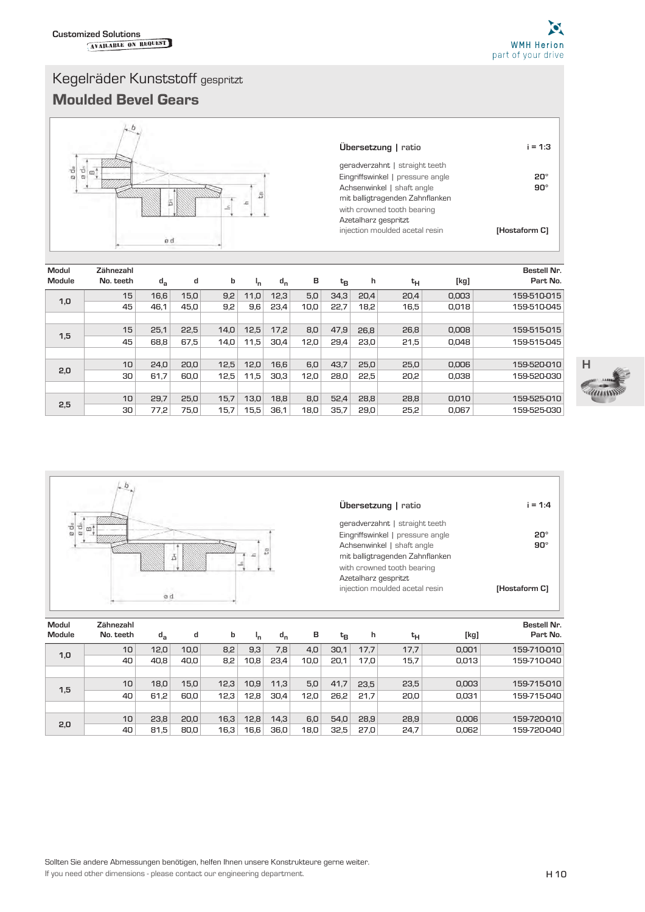Customized Solutions
AVAILABLE ON REQUEST

# Kegelräder Kunststoff gespritzt
## Moulded Bevel Gears

**Übersetzung | ratio** i = 1:3

geradverzahnt | straight teeth
Eingriffswinkel | pressure angle 20°
Achsenwinkel | shaft angle 90°
mit balligtragenden Zahnflanken
with crowned tooth bearing
Azetalharz gespritzt
injection moulded acetal resin [Hostaform C]

| Modul Module | Zähnezahl No. teeth | $d_a$ | d | b | $l_n$ | $d_n$ | B | $t_B$ | h | $t_H$ | [kg] | Bestell Nr. Part No. |
|---|---|---|---|---|---|---|---|---|---|---|---|---|
| 1,0 | 15 | 16,6 | 15,0 | 9,2 | 11,0 | 12,3 | 5,0 | 34,3 | 20,4 | 20,4 | 0,003 | 159-510-015 |
| | 45 | 46,1 | 45,0 | 9,2 | 9,6 | 23,4 | 10,0 | 22,7 | 18,2 | 16,5 | 0,018 | 159-510-045 |
| 1,5 | 15 | 25,1 | 22,5 | 14,0 | 12,5 | 17,2 | 8,0 | 47,9 | 26,8 | 26,8 | 0,008 | 159-515-015 |
| | 45 | 68,8 | 67,5 | 14,0 | 11,5 | 30,4 | 12,0 | 29,4 | 23,0 | 21,5 | 0,048 | 159-515-045 |
| 2,0 | 10 | 24,0 | 20,0 | 12,5 | 12,0 | 16,6 | 6,0 | 43,7 | 25,0 | 25,0 | 0,006 | 159-520-010 |
| | 30 | 61,7 | 60,0 | 12,5 | 11,5 | 30,3 | 12,0 | 28,0 | 22,5 | 20,2 | 0,038 | 159-520-030 |
| 2,5 | 10 | 29,7 | 25,0 | 15,7 | 13,0 | 18,8 | 8,0 | 52,4 | 28,8 | 28,8 | 0,010 | 159-525-010 |
| | 30 | 77,2 | 75,0 | 15,7 | 15,5 | 36,1 | 18,0 | 35,7 | 29,0 | 25,2 | 0,067 | 159-525-030 |

**Übersetzung | ratio** i = 1:4

geradverzahnt | straight teeth
Eingriffswinkel | pressure angle 20°
Achsenwinkel | shaft angle 90°
mit balligtragenden Zahnflanken
with crowned tooth bearing
Azetalharz gespritzt
injection moulded acetal resin [Hostaform C]

| Modul Module | Zähnezahl No. teeth | $d_a$ | d | b | $l_n$ | $d_n$ | B | $t_B$ | h | $t_H$ | [kg] | Bestell Nr. Part No. |
|---|---|---|---|---|---|---|---|---|---|---|---|---|
| 1,0 | 10 | 12,0 | 10,0 | 8,2 | 9,3 | 7,8 | 4,0 | 30,1 | 17,7 | 17,7 | 0,001 | 159-710-010 |
| | 40 | 40,8 | 40,0 | 8,2 | 10,8 | 23,4 | 10,0 | 20,1 | 17,0 | 15,7 | 0,013 | 159-710-040 |
| 1,5 | 10 | 18,0 | 15,0 | 12,3 | 10,9 | 11,3 | 5,0 | 41,7 | 23,5 | 23,5 | 0,003 | 159-715-010 |
| | 40 | 61,2 | 60,0 | 12,3 | 12,8 | 30,4 | 12,0 | 26,2 | 21,7 | 20,0 | 0,031 | 159-715-040 |
| 2,0 | 10 | 23,8 | 20,0 | 16,3 | 12,8 | 14,3 | 6,0 | 54,0 | 28,9 | 28,9 | 0,006 | 159-720-010 |
| | 40 | 81,5 | 80,0 | 16,3 | 16,6 | 36,0 | 18,0 | 32,5 | 27,0 | 24,7 | 0,062 | 159-720-040 |

Sollten Sie andere Abmessungen benötigen, helfen Ihnen unsere Konstrukteure gerne weiter.
If you need other dimensions - please contact our engineering department.